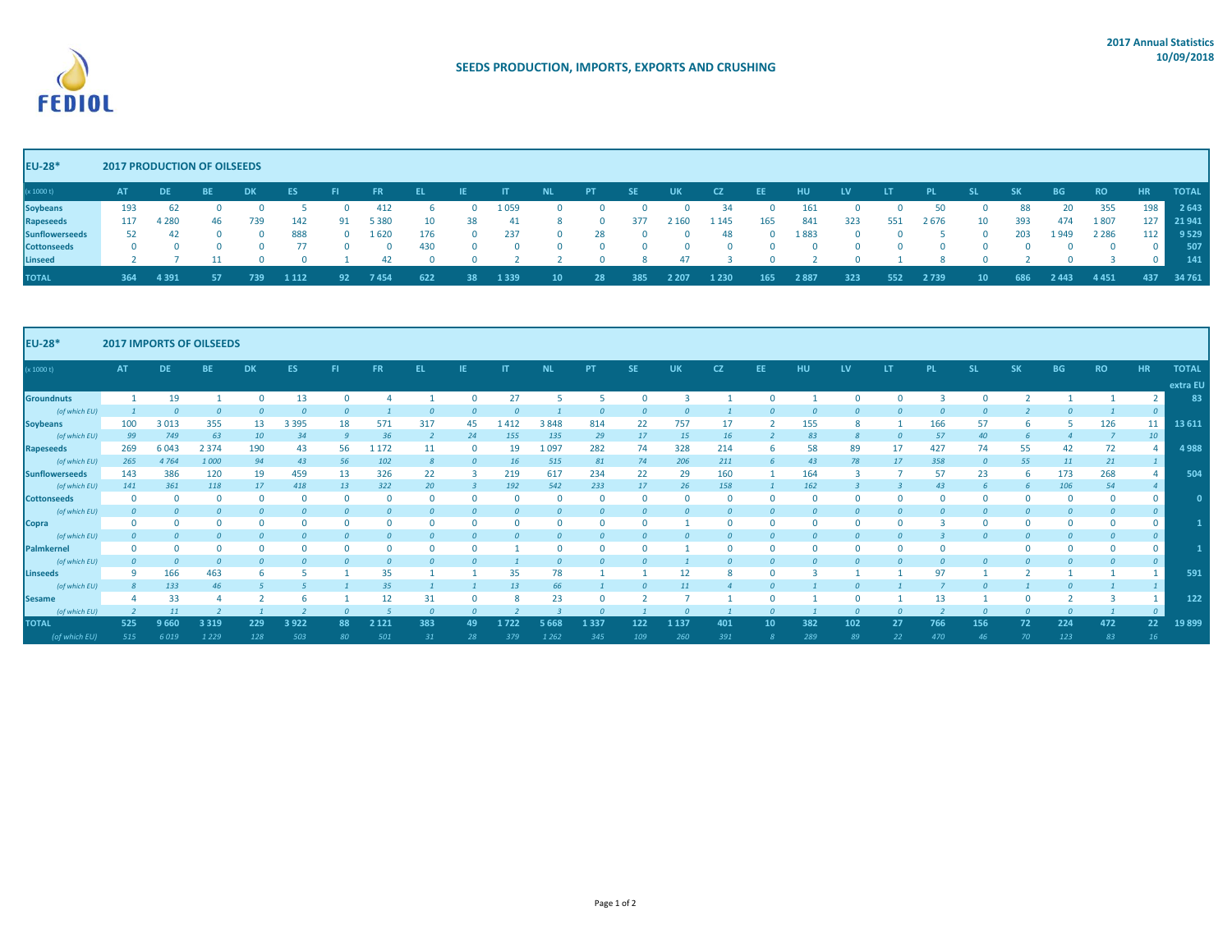FEDIOL

## SEEDS PRODUCTION, IMPORTS, EXPORTS AND CRUSHING

**2017 Annual Statistics**
**10/09/2018**

| **EU-28*** | **2017 PRODUCTION OF OILSEEDS** | | | | | | | | | | | | | | | | | | | | | | | | | | | |
|---|---|---|---|---|---|---|---|---|---|---|---|---|---|---|---|---|---|---|---|---|---|---|---|---|---|---|---|---|
| (x 1000 t) | AT | DE | BE | DK | ES | FI | FR | EL | IE | IT | NL | PT | SE | UK | CZ | EE | HU | LV | LT | PL | SL | SK | BG | RO | HR | TOTAL |
| **Soybeans** | 193 | 62 | 0 | 0 | 5 | 0 | 412 | 6 | 0 | 1 059 | 0 | 0 | 0 | 0 | 34 | 0 | 161 | 0 | 0 | 50 | 0 | 88 | 20 | 355 | 198 | **2 643** |
| **Rapeseeds** | 117 | 4 280 | 46 | 739 | 142 | 91 | 5 380 | 10 | 38 | 41 | 8 | 0 | 377 | 2 160 | 1 145 | 165 | 841 | 323 | 551 | 2 676 | 10 | 393 | 474 | 1 807 | 127 | **21 941** |
| **Sunflowerseeds** | 52 | 42 | 0 | 0 | 888 | 0 | 1 620 | 176 | 0 | 237 | 0 | 28 | 0 | 0 | 48 | 0 | 1 883 | 0 | 0 | 5 | 0 | 203 | 1 949 | 2 286 | 112 | **9 529** |
| **Cottonseeds** | 0 | 0 | 0 | 0 | 77 | 0 | 0 | 430 | 0 | 0 | 0 | 0 | 0 | 0 | 0 | 0 | 0 | 0 | 0 | 0 | 0 | 0 | 0 | 0 | 0 | **507** |
| **Linseed** | 2 | 7 | 11 | 0 | 0 | 1 | 42 | 0 | 0 | 2 | 2 | 0 | 8 | 47 | 3 | 0 | 2 | 0 | 1 | 8 | 0 | 2 | 0 | 3 | 0 | **141** |
| **TOTAL** | **364** | **4 391** | **57** | **739** | **1 112** | **92** | **7 454** | **622** | **38** | **1 339** | **10** | **28** | **385** | **2 207** | **1 230** | **165** | **2 887** | **323** | **552** | **2 739** | **10** | **686** | **2 443** | **4 451** | **437** | **34 761** |

| **EU-28*** | **2017 IMPORTS OF OILSEEDS** | | | | | | | | | | | | | | | | | | | | | | | | | | | |
|---|---|---|---|---|---|---|---|---|---|---|---|---|---|---|---|---|---|---|---|---|---|---|---|---|---|---|---|---|
| (x 1000 t) | AT | DE | BE | DK | ES | FI | FR | EL | IE | IT | NL | PT | SE | UK | CZ | EE | HU | LV | LT | PL | SL | SK | BG | RO | HR | TOTAL extra EU |
| **Groundnuts** | 1 | 19 | 1 | 0 | 13 | 0 | 4 | 1 | 0 | 27 | 5 | 5 | 0 | 3 | 1 | 0 | 1 | 0 | 0 | 3 | 0 | 2 | 1 | 1 | 2 | **83** |
| *(of which EU)* | *1* | *0* | *0* | *0* | *0* | *0* | *1* | *0* | *0* | *0* | *1* | *0* | *0* | *0* | *1* | *0* | *0* | *0* | *0* | *0* | *0* | *2* | *0* | *1* | *0* | |
| **Soybeans** | 100 | 3 013 | 355 | 13 | 3 395 | 18 | 571 | 317 | 45 | 1 412 | 3 848 | 814 | 22 | 757 | 17 | 2 | 155 | 8 | 1 | 166 | 57 | 6 | 5 | 126 | 11 | **13 611** |
| *(of which EU)* | *99* | *749* | *63* | *10* | *34* | *9* | *36* | *2* | *24* | *155* | *135* | *29* | *17* | *15* | *16* | *2* | *83* | *8* | *0* | *57* | *40* | *6* | *4* | *7* | *10* | |
| **Rapeseeds** | 269 | 6 043 | 2 374 | 190 | 43 | 56 | 1 172 | 11 | 0 | 19 | 1 097 | 282 | 74 | 328 | 214 | 6 | 58 | 89 | 17 | 427 | 74 | 55 | 42 | 72 | 4 | **4 988** |
| *(of which EU)* | *265* | *4 764* | *1 000* | *94* | *43* | *56* | *102* | *8* | *0* | *16* | *515* | *81* | *74* | *206* | *211* | *6* | *43* | *78* | *17* | *358* | *0* | *55* | *11* | *21* | *1* | |
| **Sunflowerseeds** | 143 | 386 | 120 | 19 | 459 | 13 | 326 | 22 | 3 | 219 | 617 | 234 | 22 | 29 | 160 | 1 | 164 | 3 | 7 | 57 | 23 | 6 | 173 | 268 | 4 | **504** |
| *(of which EU)* | *141* | *361* | *118* | *17* | *418* | *13* | *322* | *20* | *3* | *192* | *542* | *233* | *17* | *26* | *158* | *1* | *162* | *3* | *3* | *43* | *6* | *6* | *106* | *54* | *4* | |
| **Cottonseeds** | 0 | 0 | 0 | 0 | 0 | 0 | 0 | 0 | 0 | 0 | 0 | 0 | 0 | 0 | 0 | 0 | 0 | 0 | 0 | 0 | 0 | 0 | 0 | 0 | 0 | **0** |
| *(of which EU)* | *0* | *0* | *0* | *0* | *0* | *0* | *0* | *0* | *0* | *0* | *0* | *0* | *0* | *0* | *0* | *0* | *0* | *0* | *0* | *0* | *0* | *0* | *0* | *0* | *0* | |
| **Copra** | 0 | 0 | 0 | 0 | 0 | 0 | 0 | 0 | 0 | 0 | 0 | 0 | 0 | 1 | 0 | 0 | 0 | 0 | 0 | 3 | 0 | 0 | 0 | 0 | 0 | **1** |
| *(of which EU)* | *0* | *0* | *0* | *0* | *0* | *0* | *0* | *0* | *0* | *0* | *0* | *0* | *0* | *0* | *0* | *0* | *0* | *0* | *0* | *3* | *0* | *0* | *0* | *0* | *0* | |
| **Palmkernel** | 0 | 0 | 0 | 0 | 0 | 0 | 0 | 0 | 0 | 1 | 0 | 0 | 0 | 1 | 0 | 0 | 0 | 0 | 0 | 0 | | 0 | 0 | 0 | 0 | **1** |
| *(of which EU)* | *0* | *0* | *0* | *0* | *0* | *0* | *0* | *0* | *0* | *1* | *0* | *0* | *0* | *1* | *0* | *0* | *0* | *0* | *0* | *0* | *0* | *0* | *0* | *0* | *0* | |
| **Linseeds** | 9 | 166 | 463 | 6 | 5 | 1 | 35 | 1 | 1 | 35 | 78 | 1 | 1 | 12 | 8 | 0 | 3 | 1 | 1 | 97 | 1 | 2 | 1 | 1 | 1 | **591** |
| *(of which EU)* | *8* | *133* | *46* | *5* | *5* | *1* | *35* | *1* | *1* | *13* | *66* | *1* | *0* | *11* | *4* | *0* | *1* | *0* | *1* | *7* | *0* | *1* | *0* | *1* | *1* | |
| **Sesame** | 4 | 33 | 4 | 2 | 6 | 1 | 12 | 31 | 0 | 8 | 23 | 0 | 2 | 7 | 1 | 0 | 1 | 0 | 1 | 13 | 1 | 0 | 2 | 3 | 1 | **122** |
| *(of which EU)* | *2* | *11* | *2* | *1* | *2* | *0* | *5* | *0* | *0* | *2* | *3* | *0* | *1* | *0* | *1* | *0* | *1* | *0* | *0* | *2* | *0* | *0* | *0* | *1* | *0* | |
| **TOTAL** | **525** | **9 660** | **3 319** | **229** | **3 922** | **88** | **2 121** | **383** | **49** | **1 722** | **5 668** | **1 337** | **122** | **1 137** | **401** | **10** | **382** | **102** | **27** | **766** | **156** | **72** | **224** | **472** | **22** | **19 899** |
| *(of which EU)* | *515* | *6 019* | *1 229* | *128* | *503* | *80* | *501* | *31* | *28* | *379* | *1 262* | *345* | *109* | *260* | *391* | *8* | *289* | *89* | *22* | *470* | *46* | *70* | *123* | *83* | *16* | |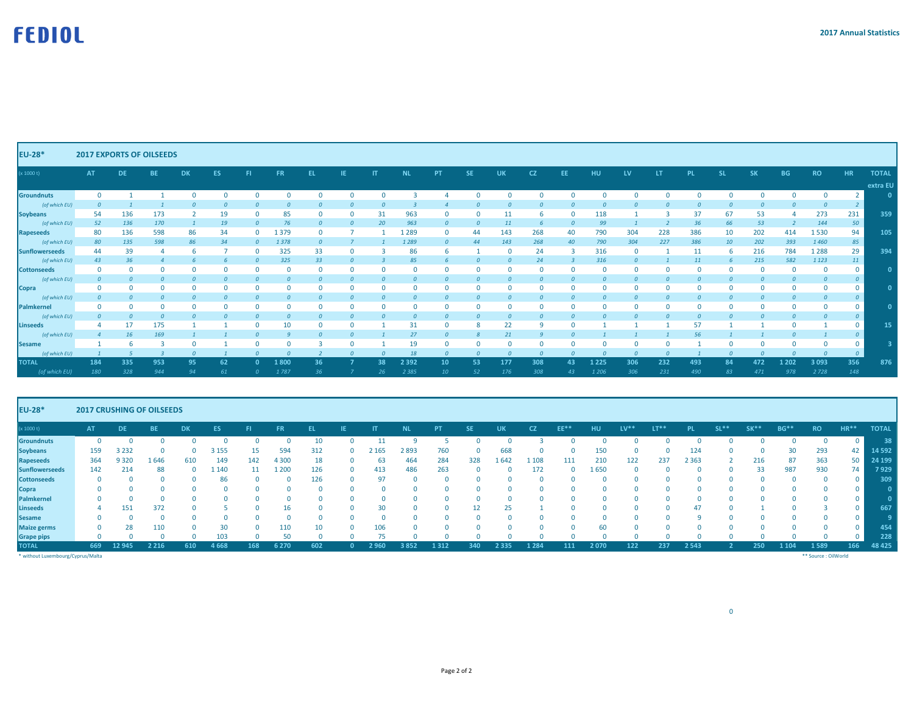## EU-28* 2017 EXPORTS OF OILSEEDS

| (x 1000 t) | AT | DE | BE | DK | ES | FI | FR | EL | IE | IT | NL | PT | SE | UK | CZ | EE | HU | LV | LT | PL | SL | SK | BG | RO | HR | TOTAL extra EU |
|---|---|---|---|---|---|---|---|---|---|---|---|---|---|---|---|---|---|---|---|---|---|---|---|---|---|---|
| **Groundnuts** | 0 | 1 | 1 | 0 | 0 | 0 | 0 | 0 | 0 | 0 | 3 | 4 | 0 | 0 | 0 | 0 | 0 | 0 | 0 | 0 | 0 | 0 | 0 | 0 | 2 | 0 |
| *(of which EU)* | *0* | *1* | *1* | *0* | *0* | *0* | *0* | *0* | *0* | *0* | *3* | *4* | *0* | *0* | *0* | *0* | *0* | *0* | *0* | *0* | *0* | *0* | *0* | *0* | *2* | |
| **Soybeans** | 54 | 136 | 173 | 2 | 19 | 0 | 85 | 0 | 0 | 31 | 963 | 0 | 0 | 11 | 6 | 0 | 118 | 1 | 3 | 37 | 67 | 53 | 4 | 273 | 231 | 359 |
| *(of which EU)* | *52* | *136* | *170* | *1* | *19* | *0* | *76* | *0* | *0* | *20* | *963* | *0* | *0* | *11* | *6* | *0* | *99* | *1* | *2* | *36* | *66* | *53* | *2* | *144* | *50* | |
| **Rapeseeds** | 80 | 136 | 598 | 86 | 34 | 0 | 1 379 | 0 | 7 | 1 | 1 289 | 0 | 44 | 143 | 268 | 40 | 790 | 304 | 228 | 386 | 10 | 202 | 414 | 1 530 | 94 | 105 |
| *(of which EU)* | *80* | *135* | *598* | *86* | *34* | *0* | *1 378* | *0* | *7* | *1* | *1 289* | *0* | *44* | *143* | *268* | *40* | *790* | *304* | *227* | *386* | *10* | *202* | *393* | *1 460* | *85* | |
| **Sunflowerseeds** | 44 | 39 | 4 | 6 | 7 | 0 | 325 | 33 | 0 | 3 | 86 | 6 | 1 | 0 | 24 | 3 | 316 | 0 | 1 | 11 | 6 | 216 | 784 | 1 288 | 29 | 394 |
| *(of which EU)* | *43* | *36* | *4* | *6* | *6* | *0* | *325* | *33* | *0* | *3* | *85* | *6* | *0* | *0* | *24* | *3* | *316* | *0* | *1* | *11* | *6* | *215* | *582* | *1 123* | *11* | |
| **Cottonseeds** | 0 | 0 | 0 | 0 | 0 | 0 | 0 | 0 | 0 | 0 | 0 | 0 | 0 | 0 | 0 | 0 | 0 | 0 | 0 | 0 | 0 | 0 | 0 | 0 | 0 | 0 |
| *(of which EU)* | *0* | *0* | *0* | *0* | *0* | *0* | *0* | *0* | *0* | *0* | *0* | *0* | *0* | *0* | *0* | *0* | *0* | *0* | *0* | *0* | *0* | *0* | *0* | *0* | *0* | |
| **Copra** | 0 | 0 | 0 | 0 | 0 | 0 | 0 | 0 | 0 | 0 | 0 | 0 | 0 | 0 | 0 | 0 | 0 | 0 | 0 | 0 | 0 | 0 | 0 | 0 | 0 | 0 |
| *(of which EU)* | *0* | *0* | *0* | *0* | *0* | *0* | *0* | *0* | *0* | *0* | *0* | *0* | *0* | *0* | *0* | *0* | *0* | *0* | *0* | *0* | *0* | *0* | *0* | *0* | *0* | |
| **Palmkernel** | 0 | 0 | 0 | 0 | 0 | 0 | 0 | 0 | 0 | 0 | 0 | 0 | 0 | 0 | 0 | 0 | 0 | 0 | 0 | 0 | 0 | 0 | 0 | 0 | 0 | 0 |
| *(of which EU)* | *0* | *0* | *0* | *0* | *0* | *0* | *0* | *0* | *0* | *0* | *0* | *0* | *0* | *0* | *0* | *0* | *0* | *0* | *0* | *0* | *0* | *0* | *0* | *0* | *0* | |
| **Linseeds** | 4 | 17 | 175 | 1 | 1 | 0 | 10 | 0 | 0 | 1 | 31 | 0 | 8 | 22 | 9 | 0 | 1 | 1 | 1 | 57 | 1 | 1 | 0 | 1 | 0 | 15 |
| *(of which EU)* | *4* | *16* | *169* | *1* | *1* | *0* | *9* | *0* | *0* | *1* | *27* | *0* | *8* | *21* | *9* | *0* | *1* | *1* | *1* | *56* | *1* | *1* | *0* | *1* | *0* | |
| **Sesame** | 1 | 6 | 3 | 0 | 1 | 0 | 0 | 3 | 0 | 1 | 19 | 0 | 0 | 0 | 0 | 0 | 0 | 0 | 0 | 1 | 0 | 0 | 0 | 0 | 0 | 3 |
| *(of which EU)* | *1* | *5* | *3* | *0* | *1* | *0* | *0* | *2* | *0* | *0* | *18* | *0* | *0* | *0* | *0* | *0* | *0* | *0* | *0* | *1* | *0* | *0* | *0* | *0* | *0* | |
| **TOTAL** | **184** | **335** | **953** | **95** | **62** | **0** | **1 800** | **36** | **7** | **38** | **2 392** | **10** | **53** | **177** | **308** | **43** | **1 225** | **306** | **232** | **493** | **84** | **472** | **1 202** | **3 093** | **356** | **876** |
| *(of which EU)* | *180* | *328* | *944* | *94* | *61* | *0* | *1 787* | *36* | *7* | *26* | *2 385* | *10* | *52* | *176* | *308* | *43* | *1 206* | *306* | *231* | *490* | *83* | *471* | *978* | *2 728* | *148* | |

## EU-28* 2017 CRUSHING OF OILSEEDS

| (x 1000 t) | AT | DE | BE | DK | ES | FI | FR | EL | IE | IT | NL | PT | SE | UK | CZ | EE** | HU | LV** | LT** | PL | SL** | SK** | BG** | RO | HR** | TOTAL |
|---|---|---|---|---|---|---|---|---|---|---|---|---|---|---|---|---|---|---|---|---|---|---|---|---|---|---|
| **Groundnuts** | 0 | 0 | 0 | 0 | 0 | 0 | 0 | 10 | 0 | 11 | 9 | 5 | 0 | 0 | 3 | 0 | 0 | 0 | 0 | 0 | 0 | 0 | 0 | 0 | 0 | 38 |
| **Soybeans** | 159 | 3 232 | 0 | 0 | 3 155 | 15 | 594 | 312 | 0 | 2 165 | 2 893 | 760 | 0 | 668 | 0 | 0 | 150 | 0 | 0 | 124 | 0 | 0 | 30 | 293 | 42 | 14 592 |
| **Rapeseeds** | 364 | 9 320 | 1 646 | 610 | 149 | 142 | 4 300 | 18 | 0 | 63 | 464 | 284 | 328 | 1 642 | 1 108 | 111 | 210 | 122 | 237 | 2 363 | 2 | 216 | 87 | 363 | 50 | 24 199 |
| **Sunflowerseeds** | 142 | 214 | 88 | 0 | 1 140 | 11 | 1 200 | 126 | 0 | 413 | 486 | 263 | 0 | 0 | 172 | 0 | 1 650 | 0 | 0 | 0 | 0 | 33 | 987 | 930 | 74 | 7 929 |
| **Cottonseeds** | 0 | 0 | 0 | 0 | 86 | 0 | 0 | 126 | 0 | 97 | 0 | 0 | 0 | 0 | 0 | 0 | 0 | 0 | 0 | 0 | 0 | 0 | 0 | 0 | 0 | 309 |
| **Copra** | 0 | 0 | 0 | 0 | 0 | 0 | 0 | 0 | 0 | 0 | 0 | 0 | 0 | 0 | 0 | 0 | 0 | 0 | 0 | 0 | 0 | 0 | 0 | 0 | 0 | 0 |
| **Palmkernel** | 0 | 0 | 0 | 0 | 0 | 0 | 0 | 0 | 0 | 0 | 0 | 0 | 0 | 0 | 0 | 0 | 0 | 0 | 0 | 0 | 0 | 0 | 0 | 0 | 0 | 0 |
| **Linseeds** | 4 | 151 | 372 | 0 | 5 | 0 | 16 | 0 | 0 | 30 | 0 | 0 | 12 | 25 | 1 | 0 | 0 | 0 | 0 | 47 | 0 | 1 | 0 | 3 | 0 | 667 |
| **Sesame** | 0 | 0 | 0 | 0 | 0 | 0 | 0 | 0 | 0 | 0 | 0 | 0 | 0 | 0 | 0 | 0 | 0 | 0 | 0 | 9 | 0 | 0 | 0 | 0 | 0 | 9 |
| **Maize germs** | 0 | 28 | 110 | 0 | 30 | 0 | 110 | 10 | 0 | 106 | 0 | 0 | 0 | 0 | 0 | 0 | 60 | 0 | 0 | 0 | 0 | 0 | 0 | 0 | 0 | 454 |
| **Grape pips** | 0 | 0 | 0 | 0 | 103 | 0 | 50 | 0 | 0 | 75 | 0 | 0 | 0 | 0 | 0 | 0 | 0 | 0 | 0 | 0 | 0 | 0 | 0 | 0 | 0 | 228 |
| **TOTAL** | **669** | **12 945** | **2 216** | **610** | **4 668** | **168** | **6 270** | **602** | **0** | **2 960** | **3 852** | **1 312** | **340** | **2 335** | **1 284** | **111** | **2 070** | **122** | **237** | **2 543** | **2** | **250** | **1 104** | **1 589** | **166** | **48 425** |

\* without Luxembourg/Cyprus/Malta

** Source : OilWorld

0